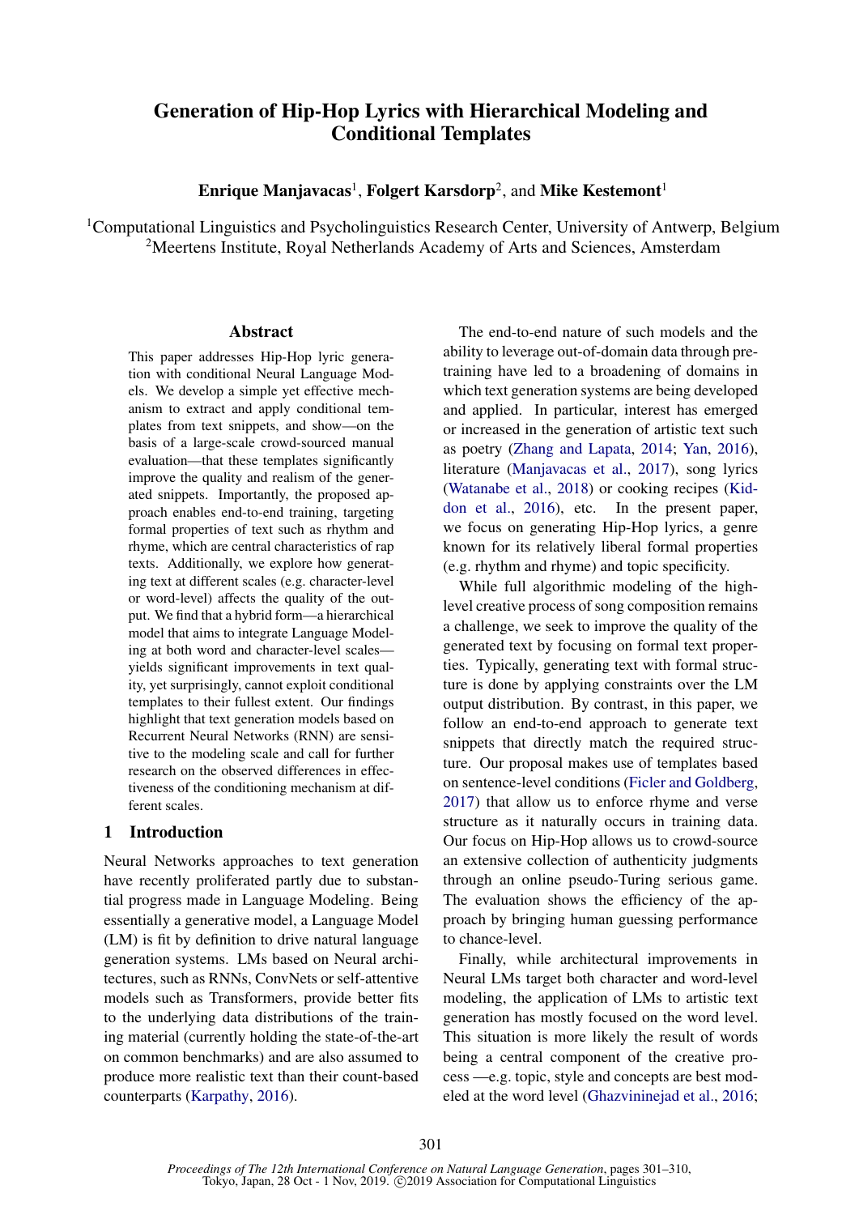# Generation of Hip-Hop Lyrics with Hierarchical Modeling and Conditional Templates

**Enrique Manjavacas**[1], **Folgert Karsdorp**[2], and **Mike Kestemont**[1]

[1]Computational Linguistics and Psycholinguistics Research Center, University of Antwerp, Belgium
[2]Meertens Institute, Royal Netherlands Academy of Arts and Sciences, Amsterdam

## Abstract

This paper addresses Hip-Hop lyric generation with conditional Neural Language Models. We develop a simple yet effective mechanism to extract and apply conditional templates from text snippets, and show—on the basis of a large-scale crowd-sourced manual evaluation—that these templates significantly improve the quality and realism of the generated snippets. Importantly, the proposed approach enables end-to-end training, targeting formal properties of text such as rhythm and rhyme, which are central characteristics of rap texts. Additionally, we explore how generating text at different scales (e.g. character-level or word-level) affects the quality of the output. We find that a hybrid form—a hierarchical model that aims to integrate Language Modeling at both word and character-level scales—yields significant improvements in text quality, yet surprisingly, cannot exploit conditional templates to their fullest extent. Our findings highlight that text generation models based on Recurrent Neural Networks (RNN) are sensitive to the modeling scale and call for further research on the observed differences in effectiveness of the conditioning mechanism at different scales.

## 1 Introduction

Neural Networks approaches to text generation have recently proliferated partly due to substantial progress made in Language Modeling. Being essentially a generative model, a Language Model (LM) is fit by definition to drive natural language generation systems. LMs based on Neural architectures, such as RNNs, ConvNets or self-attentive models such as Transformers, provide better fits to the underlying data distributions of the training material (currently holding the state-of-the-art on common benchmarks) and are also assumed to produce more realistic text than their count-based counterparts (Karpathy, 2016).

The end-to-end nature of such models and the ability to leverage out-of-domain data through pretraining have led to a broadening of domains in which text generation systems are being developed and applied. In particular, interest has emerged or increased in the generation of artistic text such as poetry (Zhang and Lapata, 2014; Yan, 2016), literature (Manjavacas et al., 2017), song lyrics (Watanabe et al., 2018) or cooking recipes (Kiddon et al., 2016), etc. In the present paper, we focus on generating Hip-Hop lyrics, a genre known for its relatively liberal formal properties (e.g. rhythm and rhyme) and topic specificity.

While full algorithmic modeling of the high-level creative process of song composition remains a challenge, we seek to improve the quality of the generated text by focusing on formal text properties. Typically, generating text with formal structure is done by applying constraints over the LM output distribution. By contrast, in this paper, we follow an end-to-end approach to generate text snippets that directly match the required structure. Our proposal makes use of templates based on sentence-level conditions (Ficler and Goldberg, 2017) that allow us to enforce rhyme and verse structure as it naturally occurs in training data. Our focus on Hip-Hop allows us to crowd-source an extensive collection of authenticity judgments through an online pseudo-Turing serious game. The evaluation shows the efficiency of the approach by bringing human guessing performance to chance-level.

Finally, while architectural improvements in Neural LMs target both character and word-level modeling, the application of LMs to artistic text generation has mostly focused on the word level. This situation is more likely the result of words being a central component of the creative process —e.g. topic, style and concepts are best modeled at the word level (Ghazvininejad et al., 2016;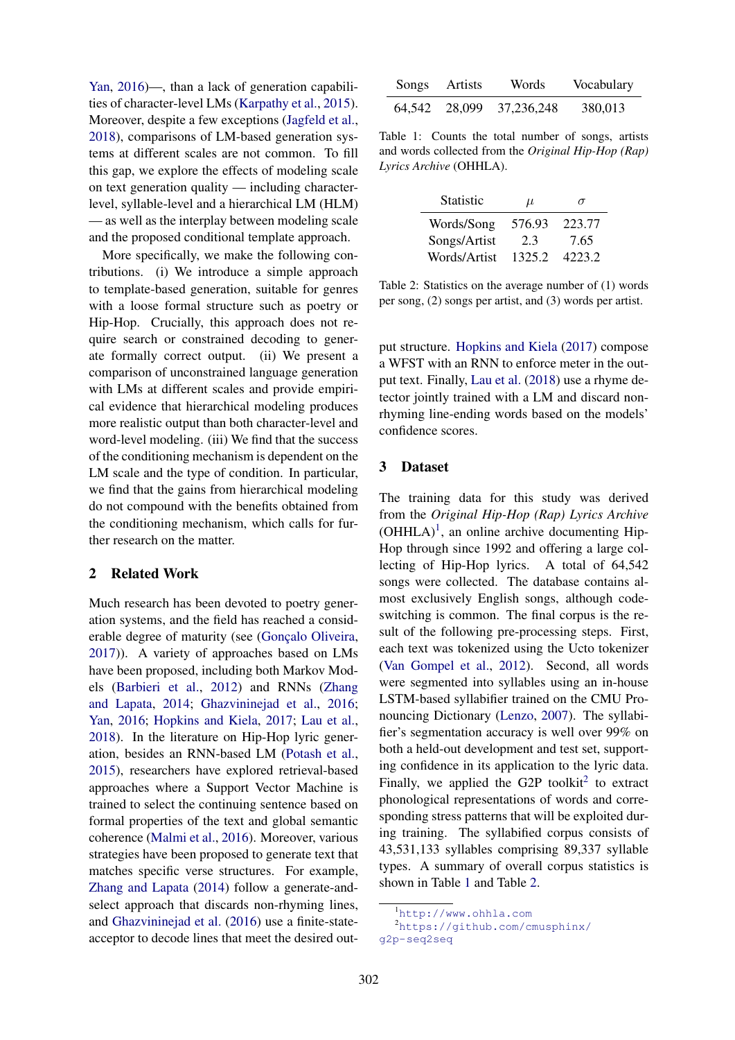Yan, 2016)—, than a lack of generation capabilities of character-level LMs (Karpathy et al., 2015). Moreover, despite a few exceptions (Jagfeld et al., 2018), comparisons of LM-based generation systems at different scales are not common. To fill this gap, we explore the effects of modeling scale on text generation quality — including character-level, syllable-level and a hierarchical LM (HLM) — as well as the interplay between modeling scale and the proposed conditional template approach.

More specifically, we make the following contributions. (i) We introduce a simple approach to template-based generation, suitable for genres with a loose formal structure such as poetry or Hip-Hop. Crucially, this approach does not require search or constrained decoding to generate formally correct output. (ii) We present a comparison of unconstrained language generation with LMs at different scales and provide empirical evidence that hierarchical modeling produces more realistic output than both character-level and word-level modeling. (iii) We find that the success of the conditioning mechanism is dependent on the LM scale and the type of condition. In particular, we find that the gains from hierarchical modeling do not compound with the benefits obtained from the conditioning mechanism, which calls for further research on the matter.

## 2 Related Work

Much research has been devoted to poetry generation systems, and the field has reached a considerable degree of maturity (see (Gonçalo Oliveira, 2017)). A variety of approaches based on LMs have been proposed, including both Markov Models (Barbieri et al., 2012) and RNNs (Zhang and Lapata, 2014; Ghazvininejad et al., 2016; Yan, 2016; Hopkins and Kiela, 2017; Lau et al., 2018). In the literature on Hip-Hop lyric generation, besides an RNN-based LM (Potash et al., 2015), researchers have explored retrieval-based approaches where a Support Vector Machine is trained to select the continuing sentence based on formal properties of the text and global semantic coherence (Malmi et al., 2016). Moreover, various strategies have been proposed to generate text that matches specific verse structures. For example, Zhang and Lapata (2014) follow a generate-and-select approach that discards non-rhyming lines, and Ghazvininejad et al. (2016) use a finite-state-acceptor to decode lines that meet the desired output structure. Hopkins and Kiela (2017) compose a WFST with an RNN to enforce meter in the output text. Finally, Lau et al. (2018) use a rhyme detector jointly trained with a LM and discard non-rhyming line-ending words based on the models' confidence scores.

| Songs | Artists | Words | Vocabulary |
|---|---|---|---|
| 64,542 | 28,099 | 37,236,248 | 380,013 |

Table 1: Counts the total number of songs, artists and words collected from the *Original Hip-Hop (Rap) Lyrics Archive* (OHHLA).

| Statistic | $\mu$ | $\sigma$ |
|---|---|---|
| Words/Song | 576.93 | 223.77 |
| Songs/Artist | 2.3 | 7.65 |
| Words/Artist | 1325.2 | 4223.2 |

Table 2: Statistics on the average number of (1) words per song, (2) songs per artist, and (3) words per artist.

## 3 Dataset

The training data for this study was derived from the *Original Hip-Hop (Rap) Lyrics Archive* (OHHLA)[1], an online archive documenting Hip-Hop through since 1992 and offering a large collecting of Hip-Hop lyrics. A total of 64,542 songs were collected. The database contains almost exclusively English songs, although code-switching is common. The final corpus is the result of the following pre-processing steps. First, each text was tokenized using the Ucto tokenizer (Van Gompel et al., 2012). Second, all words were segmented into syllables using an in-house LSTM-based syllabifier trained on the CMU Pronouncing Dictionary (Lenzo, 2007). The syllabifier's segmentation accuracy is well over 99% on both a held-out development and test set, supporting confidence in its application to the lyric data. Finally, we applied the G2P toolkit[2] to extract phonological representations of words and corresponding stress patterns that will be exploited during training. The syllabified corpus consists of 43,531,133 syllables comprising 89,337 syllable types. A summary of overall corpus statistics is shown in Table 1 and Table 2.

[1] http://www.ohhla.com

[2] https://github.com/cmusphinx/g2p-seq2seq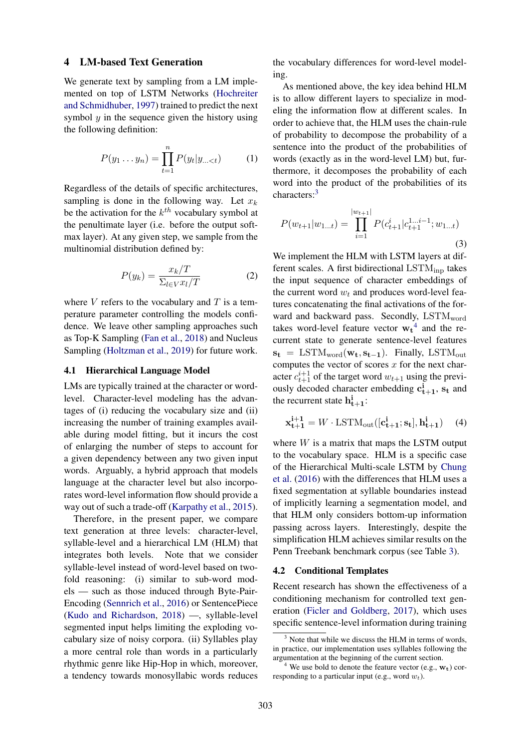## 4 LM-based Text Generation

We generate text by sampling from a LM implemented on top of LSTM Networks (Hochreiter and Schmidhuber, 1997) trained to predict the next symbol $y$ in the sequence given the history using the following definition:

$$P(y_1 \dots y_n) = \prod_{t=1}^{n} P(y_t | y_{\dots<t}) \tag{1}$$

Regardless of the details of specific architectures, sampling is done in the following way. Let $x_k$ be the activation for the $k^{th}$ vocabulary symbol at the penultimate layer (i.e. before the output softmax layer). At any given step, we sample from the multinomial distribution defined by:

$$P(y_k) = \frac{x_k/T}{\Sigma_{l \in V} x_l/T} \tag{2}$$

where $V$ refers to the vocabulary and $T$ is a temperature parameter controlling the models confidence. We leave other sampling approaches such as Top-K Sampling (Fan et al., 2018) and Nucleus Sampling (Holtzman et al., 2019) for future work.

### 4.1 Hierarchical Language Model

LMs are typically trained at the character or word-level. Character-level modeling has the advantages of (i) reducing the vocabulary size and (ii) increasing the number of training examples available during model fitting, but it incurs the cost of enlarging the number of steps to account for a given dependency between any two given input words. Arguably, a hybrid approach that models language at the character level but also incorporates word-level information flow should provide a way out of such a trade-off (Karpathy et al., 2015).

Therefore, in the present paper, we compare text generation at three levels: character-level, syllable-level and a hierarchical LM (HLM) that integrates both levels. Note that we consider syllable-level instead of word-level based on twofold reasoning: (i) similar to sub-word models — such as those induced through Byte-Pair-Encoding (Sennrich et al., 2016) or SentencePiece (Kudo and Richardson, 2018) —, syllable-level segmented input helps limiting the exploding vocabulary size of noisy corpora. (ii) Syllables play a more central role than words in a particularly rhythmic genre like Hip-Hop in which, moreover, a tendency towards monosyllabic words reduces the vocabulary differences for word-level modeling.

As mentioned above, the key idea behind HLM is to allow different layers to specialize in modeling the information flow at different scales. In order to achieve that, the HLM uses the chain-rule of probability to decompose the probability of a sentence into the product of the probabilities of words (exactly as in the word-level LM) but, furthermore, it decomposes the probability of each word into the product of the probabilities of its characters:[3]

$$P(w_{t+1} | w_{1 \dots t}) = \prod_{i=1}^{|w_{t+1}|} P(c_{t+1}^{i} | c_{t+1}^{1 \dots i-1}; w_{1 \dots t}) \tag{3}$$

We implement the HLM with LSTM layers at different scales. A first bidirectional $\text{LSTM}_{\text{inp}}$ takes the input sequence of character embeddings of the current word $w_t$ and produces word-level features concatenating the final activations of the forward and backward pass. Secondly, $\text{LSTM}_{\text{word}}$ takes word-level feature vector $\mathbf{w_t}$[4] and the recurrent state to generate sentence-level features $\mathbf{s_t} = \text{LSTM}_{\text{word}}(\mathbf{w_t}, \mathbf{s_{t-1}})$. Finally, $\text{LSTM}_{\text{out}}$ computes the vector of scores $x$ for the next character $c_{t+1}^{i+1}$ of the target word $w_{t+1}$ using the previously decoded character embedding $\mathbf{c^i_{t+1}}$, $\mathbf{s_t}$ and the recurrent state $\mathbf{h^i_{t+1}}$:

$$\mathbf{x^{i+1}_{t+1}} = W \cdot \text{LSTM}_{\text{out}}([\mathbf{c^i_{t+1}}; \mathbf{s_t}], \mathbf{h^i_{t+1}}) \tag{4}$$

where $W$ is a matrix that maps the LSTM output to the vocabulary space. HLM is a specific case of the Hierarchical Multi-scale LSTM by Chung et al. (2016) with the differences that HLM uses a fixed segmentation at syllable boundaries instead of implicitly learning a segmentation model, and that HLM only considers bottom-up information passing across layers. Interestingly, despite the simplification HLM achieves similar results on the Penn Treebank benchmark corpus (see Table 3).

### 4.2 Conditional Templates

Recent research has shown the effectiveness of a conditioning mechanism for controlled text generation (Ficler and Goldberg, 2017), which uses specific sentence-level information during training

[3] Note that while we discuss the HLM in terms of words, in practice, our implementation uses syllables following the argumentation at the beginning of the current section.

[4] We use bold to denote the feature vector (e.g., $\mathbf{w_t}$) corresponding to a particular input (e.g., word $w_t$).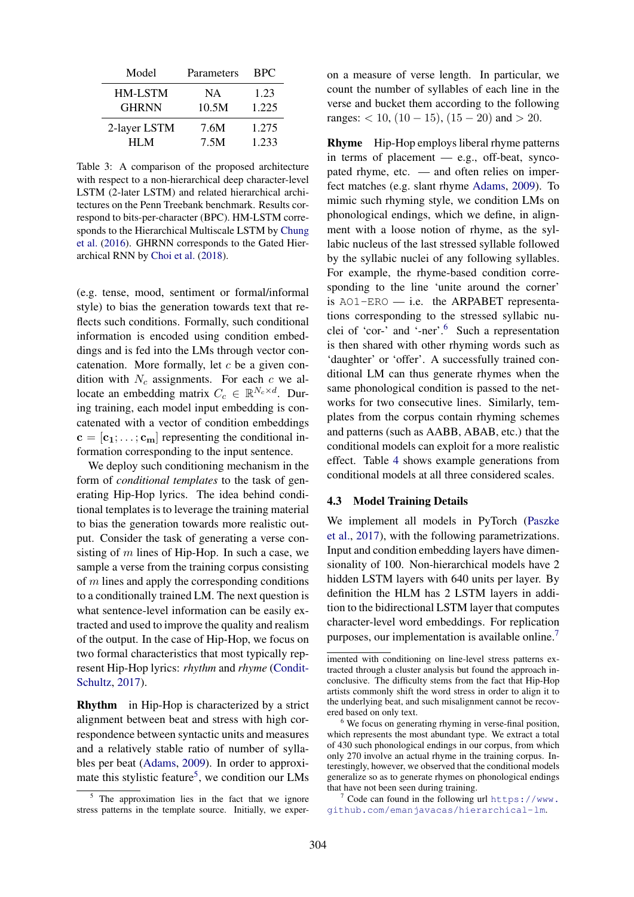| Model | Parameters | BPC |
|---|---|---|
| HM-LSTM | NA | 1.23 |
| GHRNN | 10.5M | 1.225 |
| 2-layer LSTM | 7.6M | 1.275 |
| HLM | 7.5M | 1.233 |

Table 3: A comparison of the proposed architecture with respect to a non-hierarchical deep character-level LSTM (2-later LSTM) and related hierarchical architectures on the Penn Treebank benchmark. Results correspond to bits-per-character (BPC). HM-LSTM corresponds to the Hierarchical Multiscale LSTM by Chung et al. (2016). GHRNN corresponds to the Gated Hierarchical RNN by Choi et al. (2018).

(e.g. tense, mood, sentiment or formal/informal style) to bias the generation towards text that reflects such conditions. Formally, such conditional information is encoded using condition embeddings and is fed into the LMs through vector concatenation. More formally, let $c$ be a given condition with $N_c$ assignments. For each $c$ we allocate an embedding matrix $C_c \in \mathbb{R}^{N_c \times d}$. During training, each model input embedding is concatenated with a vector of condition embeddings $\mathbf{c} = [\mathbf{c_1}; \ldots; \mathbf{c_m}]$ representing the conditional information corresponding to the input sentence.

We deploy such conditioning mechanism in the form of *conditional templates* to the task of generating Hip-Hop lyrics. The idea behind conditional templates is to leverage the training material to bias the generation towards more realistic output. Consider the task of generating a verse consisting of $m$ lines of Hip-Hop. In such a case, we sample a verse from the training corpus consisting of $m$ lines and apply the corresponding conditions to a conditionally trained LM. The next question is what sentence-level information can be easily extracted and used to improve the quality and realism of the output. In the case of Hip-Hop, we focus on two formal characteristics that most typically represent Hip-Hop lyrics: *rhythm* and *rhyme* (Condit-Schultz, 2017).

**Rhythm** in Hip-Hop is characterized by a strict alignment between beat and stress with high correspondence between syntactic units and measures and a relatively stable ratio of number of syllables per beat (Adams, 2009). In order to approximate this stylistic feature[5], we condition our LMs on a measure of verse length. In particular, we count the number of syllables of each line in the verse and bucket them according to the following ranges: $< 10$, $(10 - 15)$, $(15 - 20)$ and $> 20$.

**Rhyme** Hip-Hop employs liberal rhyme patterns in terms of placement — e.g., off-beat, syncopated rhyme, etc. — and often relies on imperfect matches (e.g. slant rhyme Adams, 2009). To mimic such rhyming style, we condition LMs on phonological endings, which we define, in alignment with a loose notion of rhyme, as the syllabic nucleus of the last stressed syllable followed by the syllabic nuclei of any following syllables. For example, the rhyme-based condition corresponding to the line 'unite around the corner' is `AO1-ERO` — i.e. the ARPABET representations corresponding to the stressed syllabic nuclei of 'cor-' and '-ner'.[6] Such a representation is then shared with other rhyming words such as 'daughter' or 'offer'. A successfully trained conditional LM can thus generate rhymes when the same phonological condition is passed to the networks for two consecutive lines. Similarly, templates from the corpus contain rhyming schemes and patterns (such as AABB, ABAB, etc.) that the conditional models can exploit for a more realistic effect. Table 4 shows example generations from conditional models at all three considered scales.

### 4.3 Model Training Details

We implement all models in PyTorch (Paszke et al., 2017), with the following parametrizations. Input and condition embedding layers have dimensionality of 100. Non-hierarchical models have 2 hidden LSTM layers with 640 units per layer. By definition the HLM has 2 LSTM layers in addition to the bidirectional LSTM layer that computes character-level word embeddings. For replication purposes, our implementation is available online.[7]

---

[5] The approximation lies in the fact that we ignore stress patterns in the template source. Initially, we experimented with conditioning on line-level stress patterns extracted through a cluster analysis but found the approach inconclusive. The difficulty stems from the fact that Hip-Hop artists commonly shift the word stress in order to align it to the underlying beat, and such misalignment cannot be recovered based on only text.

[6] We focus on generating rhyming in verse-final position, which represents the most abundant type. We extract a total of 430 such phonological endings in our corpus, from which only 270 involve an actual rhyme in the training corpus. Interestingly, however, we observed that the conditional models generalize so as to generate rhymes on phonological endings that have not been seen during training.

[7] Code can found in the following url https://www.github.com/emanjavacas/hierarchical-lm.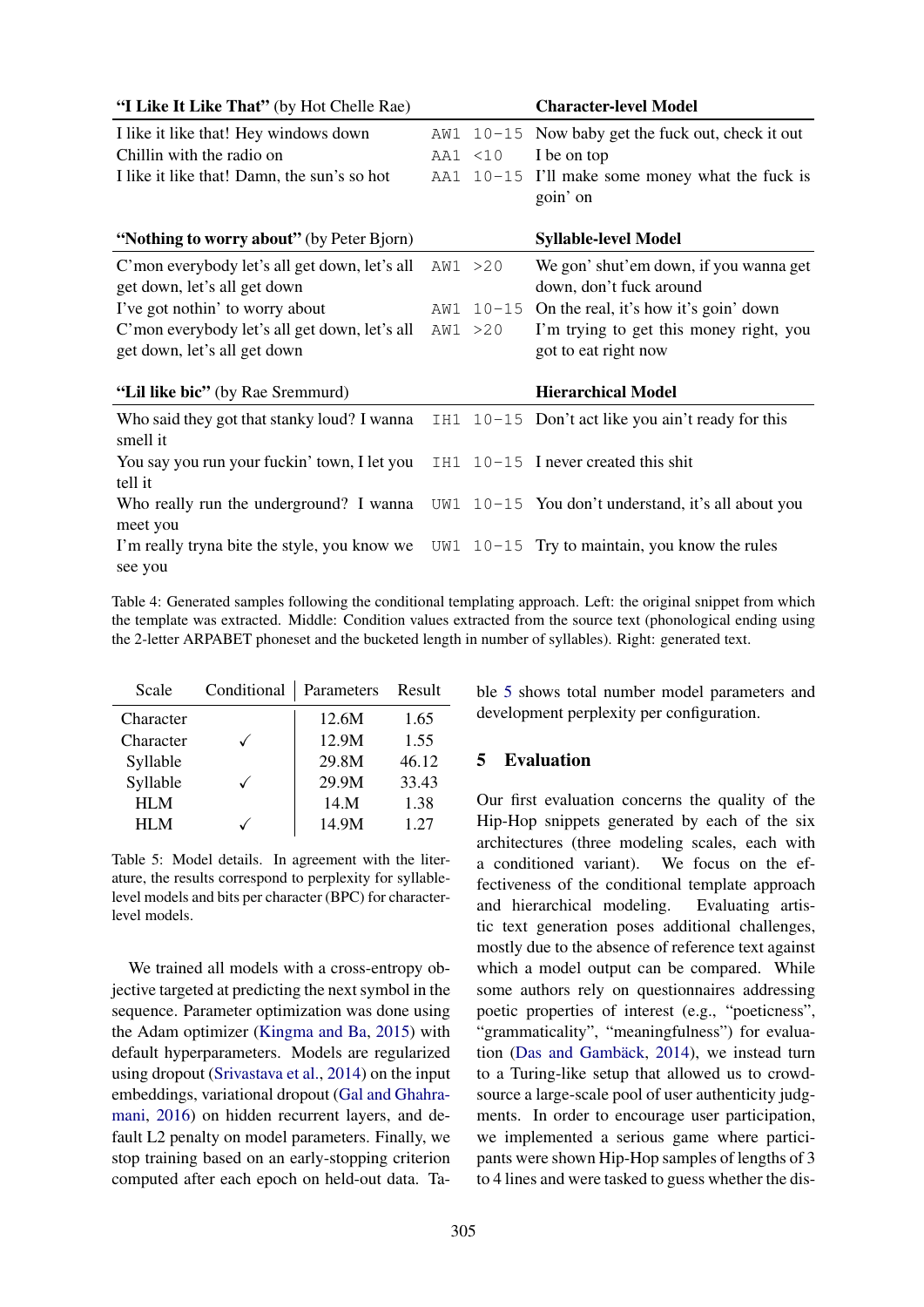| **"I Like It Like That"** (by Hot Chelle Rae) | | | **Character-level Model** |
|---|---|---|---|
| I like it like that! Hey windows down | AW1 | 10-15 | Now baby get the fuck out, check it out |
| Chillin with the radio on | AA1 | <10 | I be on top |
| I like it like that! Damn, the sun's so hot | AA1 | 10-15 | I'll make some money what the fuck is goin' on |
| **"Nothing to worry about"** (by Peter Bjorn) | | | **Syllable-level Model** |
| C'mon everybody let's all get down, let's all get down, let's all get down | AW1 | >20 | We gon' shut'em down, if you wanna get down, don't fuck around |
| I've got nothin' to worry about | AW1 | 10-15 | On the real, it's how it's goin' down |
| C'mon everybody let's all get down, let's all get down, let's all get down | AW1 | >20 | I'm trying to get this money right, you got to eat right now |
| **"Lil like bic"** (by Rae Sremmurd) | | | **Hierarchical Model** |
| Who said they got that stanky loud? I wanna smell it | IH1 | 10-15 | Don't act like you ain't ready for this |
| You say you run your fuckin' town, I let you tell it | IH1 | 10-15 | I never created this shit |
| Who really run the underground? I wanna meet you | UW1 | 10-15 | You don't understand, it's all about you |
| I'm really tryna bite the style, you know we see you | UW1 | 10-15 | Try to maintain, you know the rules |

Table 4: Generated samples following the conditional templating approach. Left: the original snippet from which the template was extracted. Middle: Condition values extracted from the source text (phonological ending using the 2-letter ARPABET phoneset and the bucketed length in number of syllables). Right: generated text.

| Scale | Conditional | Parameters | Result |
|---|---|---|---|
| Character | | 12.6M | 1.65 |
| Character | ✓ | 12.9M | 1.55 |
| Syllable | | 29.8M | 46.12 |
| Syllable | ✓ | 29.9M | 33.43 |
| HLM | | 14.M | 1.38 |
| HLM | ✓ | 14.9M | 1.27 |

Table 5: Model details. In agreement with the literature, the results correspond to perplexity for syllable-level models and bits per character (BPC) for character-level models.

We trained all models with a cross-entropy objective targeted at predicting the next symbol in the sequence. Parameter optimization was done using the Adam optimizer (Kingma and Ba, 2015) with default hyperparameters. Models are regularized using dropout (Srivastava et al., 2014) on the input embeddings, variational dropout (Gal and Ghahramani, 2016) on hidden recurrent layers, and default L2 penalty on model parameters. Finally, we stop training based on an early-stopping criterion computed after each epoch on held-out data. Table 5 shows total number model parameters and development perplexity per configuration.

## 5 Evaluation

Our first evaluation concerns the quality of the Hip-Hop snippets generated by each of the six architectures (three modeling scales, each with a conditioned variant). We focus on the effectiveness of the conditional template approach and hierarchical modeling. Evaluating artistic text generation poses additional challenges, mostly due to the absence of reference text against which a model output can be compared. While some authors rely on questionnaires addressing poetic properties of interest (e.g., "poeticness", "grammaticality", "meaningfulness") for evaluation (Das and Gambäck, 2014), we instead turn to a Turing-like setup that allowed us to crowd-source a large-scale pool of user authenticity judgments. In order to encourage user participation, we implemented a serious game where participants were shown Hip-Hop samples of lengths of 3 to 4 lines and were tasked to guess whether the dis-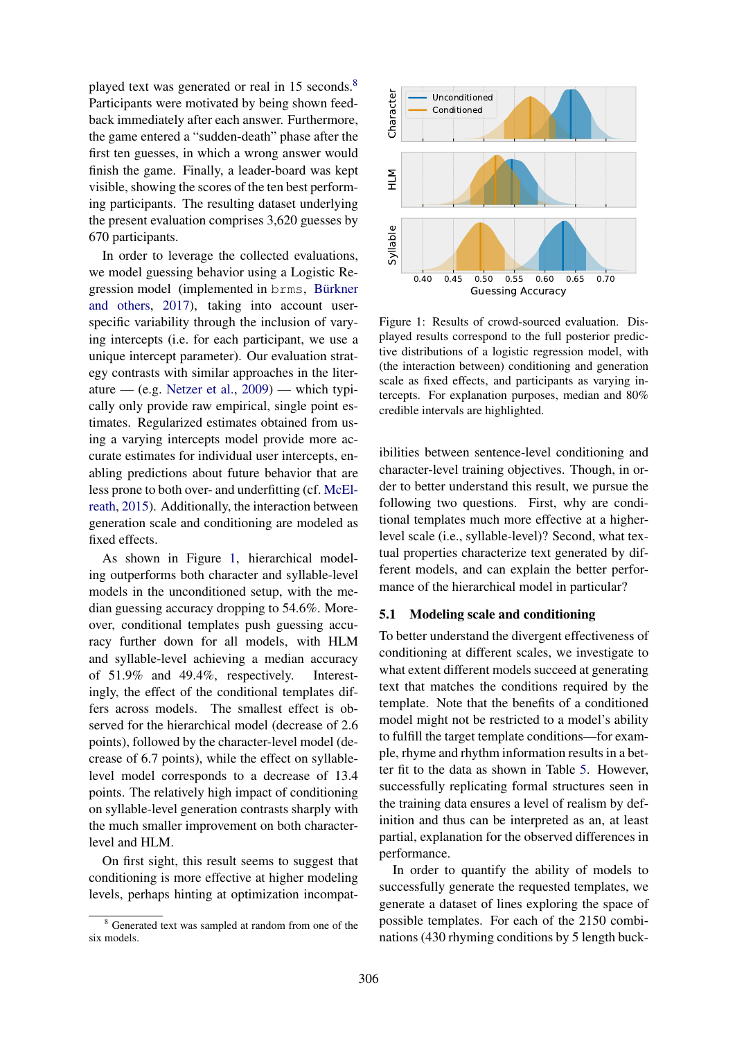played text was generated or real in 15 seconds.[8] Participants were motivated by being shown feedback immediately after each answer. Furthermore, the game entered a "sudden-death" phase after the first ten guesses, in which a wrong answer would finish the game. Finally, a leader-board was kept visible, showing the scores of the ten best performing participants. The resulting dataset underlying the present evaluation comprises 3,620 guesses by 670 participants.

In order to leverage the collected evaluations, we model guessing behavior using a Logistic Regression model (implemented in `brms`, Bürkner and others, 2017), taking into account user-specific variability through the inclusion of varying intercepts (i.e. for each participant, we use a unique intercept parameter). Our evaluation strategy contrasts with similar approaches in the literature — (e.g. Netzer et al., 2009) — which typically only provide raw empirical, single point estimates. Regularized estimates obtained from using a varying intercepts model provide more accurate estimates for individual user intercepts, enabling predictions about future behavior that are less prone to both over- and underfitting (cf. McElreath, 2015). Additionally, the interaction between generation scale and conditioning are modeled as fixed effects.

As shown in Figure 1, hierarchical modeling outperforms both character and syllable-level models in the unconditioned setup, with the median guessing accuracy dropping to 54.6%. Moreover, conditional templates push guessing accuracy further down for all models, with HLM and syllable-level achieving a median accuracy of 51.9% and 49.4%, respectively. Interestingly, the effect of the conditional templates differs across models. The smallest effect is observed for the hierarchical model (decrease of 2.6 points), followed by the character-level model (decrease of 6.7 points), while the effect on syllable-level model corresponds to a decrease of 13.4 points. The relatively high impact of conditioning on syllable-level generation contrasts sharply with the much smaller improvement on both character-level and HLM.

On first sight, this result seems to suggest that conditioning is more effective at higher modeling levels, perhaps hinting at optimization incompatibilities between sentence-level conditioning and character-level training objectives. Though, in order to better understand this result, we pursue the following two questions. First, why are conditional templates much more effective at a higher-level scale (i.e., syllable-level)? Second, what textual properties characterize text generated by different models, and can explain the better performance of the hierarchical model in particular?

Figure 1: Results of crowd-sourced evaluation. Displayed results correspond to the full posterior predictive distributions of a logistic regression model, with (the interaction between) conditioning and generation scale as fixed effects, and participants as varying intercepts. For explanation purposes, median and 80% credible intervals are highlighted.

### 5.1 Modeling scale and conditioning

To better understand the divergent effectiveness of conditioning at different scales, we investigate to what extent different models succeed at generating text that matches the conditions required by the template. Note that the benefits of a conditioned model might not be restricted to a model's ability to fulfill the target template conditions—for example, rhyme and rhythm information results in a better fit to the data as shown in Table 5. However, successfully replicating formal structures seen in the training data ensures a level of realism by definition and thus can be interpreted as an, at least partial, explanation for the observed differences in performance.

In order to quantify the ability of models to successfully generate the requested templates, we generate a dataset of lines exploring the space of possible templates. For each of the 2150 combinations (430 rhyming conditions by 5 length buck-

[8] Generated text was sampled at random from one of the six models.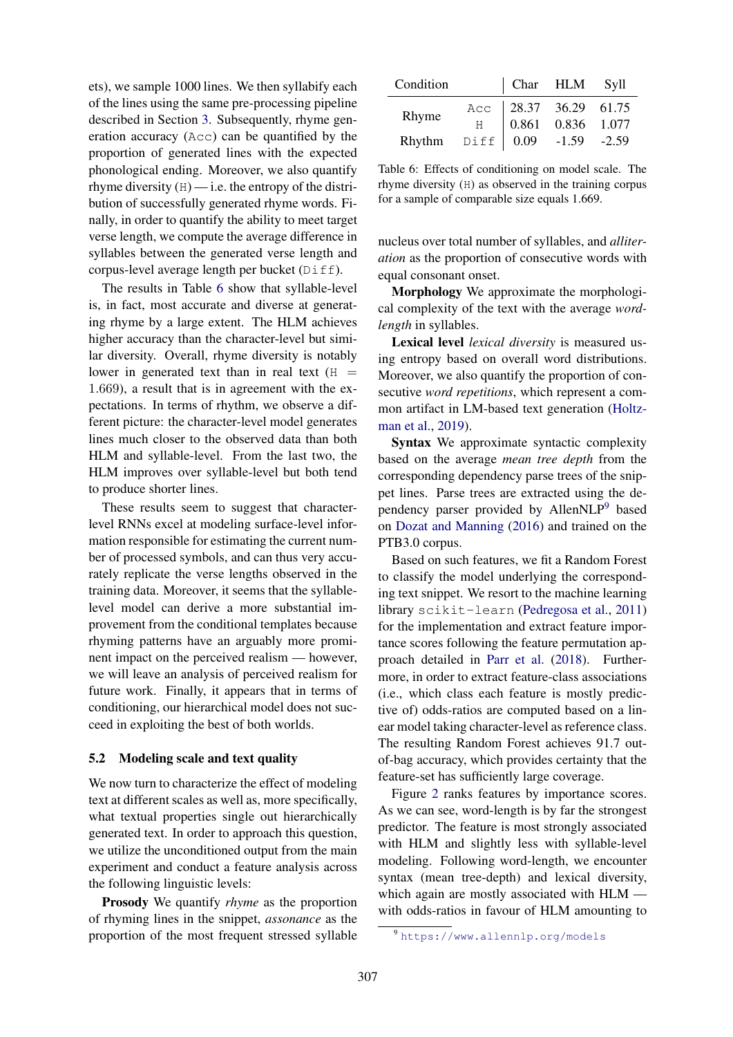ets), we sample 1000 lines. We then syllabify each of the lines using the same pre-processing pipeline described in Section 3. Subsequently, rhyme generation accuracy (`Acc`) can be quantified by the proportion of generated lines with the expected phonological ending. Moreover, we also quantify rhyme diversity (`H`) — i.e. the entropy of the distribution of successfully generated rhyme words. Finally, in order to quantify the ability to meet target verse length, we compute the average difference in syllables between the generated verse length and corpus-level average length per bucket (`Diff`).

The results in Table 6 show that syllable-level is, in fact, most accurate and diverse at generating rhyme by a large extent. The HLM achieves higher accuracy than the character-level but similar diversity. Overall, rhyme diversity is notably lower in generated text than in real text (`H` = 1.669), a result that is in agreement with the expectations. In terms of rhythm, we observe a different picture: the character-level model generates lines much closer to the observed data than both HLM and syllable-level. From the last two, the HLM improves over syllable-level but both tend to produce shorter lines.

These results seem to suggest that character-level RNNs excel at modeling surface-level information responsible for estimating the current number of processed symbols, and can thus very accurately replicate the verse lengths observed in the training data. Moreover, it seems that the syllable-level model can derive a more substantial improvement from the conditional templates because rhyming patterns have an arguably more prominent impact on the perceived realism — however, we will leave an analysis of perceived realism for future work. Finally, it appears that in terms of conditioning, our hierarchical model does not succeed in exploiting the best of both worlds.

### 5.2 Modeling scale and text quality

We now turn to characterize the effect of modeling text at different scales as well as, more specifically, what textual properties single out hierarchically generated text. In order to approach this question, we utilize the unconditioned output from the main experiment and conduct a feature analysis across the following linguistic levels:

**Prosody** We quantify *rhyme* as the proportion of rhyming lines in the snippet, *assonance* as the proportion of the most frequent stressed syllable nucleus over total number of syllables, and *alliteration* as the proportion of consecutive words with equal consonant onset.

**Morphology** We approximate the morphological complexity of the text with the average *word-length* in syllables.

**Lexical level** *lexical diversity* is measured using entropy based on overall word distributions. Moreover, we also quantify the proportion of consecutive *word repetitions*, which represent a common artifact in LM-based text generation (Holtzman et al., 2019).

**Syntax** We approximate syntactic complexity based on the average *mean tree depth* from the corresponding dependency parse trees of the snippet lines. Parse trees are extracted using the dependency parser provided by AllenNLP[9] based on Dozat and Manning (2016) and trained on the PTB3.0 corpus.

| Condition | | Char | HLM | Syll |
|---|---|---|---|---|
| Rhyme | `Acc` | 28.37 | 36.29 | 61.75 |
| | `H` | 0.861 | 0.836 | 1.077 |
| Rhythm | `Diff` | 0.09 | -1.59 | -2.59 |

Table 6: Effects of conditioning on model scale. The rhyme diversity (`H`) as observed in the training corpus for a sample of comparable size equals 1.669.

Based on such features, we fit a Random Forest to classify the model underlying the corresponding text snippet. We resort to the machine learning library `scikit-learn` (Pedregosa et al., 2011) for the implementation and extract feature importance scores following the feature permutation approach detailed in Parr et al. (2018). Furthermore, in order to extract feature-class associations (i.e., which class each feature is mostly predictive of) odds-ratios are computed based on a linear model taking character-level as reference class. The resulting Random Forest achieves 91.7 out-of-bag accuracy, which provides certainty that the feature-set has sufficiently large coverage.

Figure 2 ranks features by importance scores. As we can see, word-length is by far the strongest predictor. The feature is most strongly associated with HLM and slightly less with syllable-level modeling. Following word-length, we encounter syntax (mean tree-depth) and lexical diversity, which again are mostly associated with HLM — with odds-ratios in favour of HLM amounting to

[9] https://www.allennlp.org/models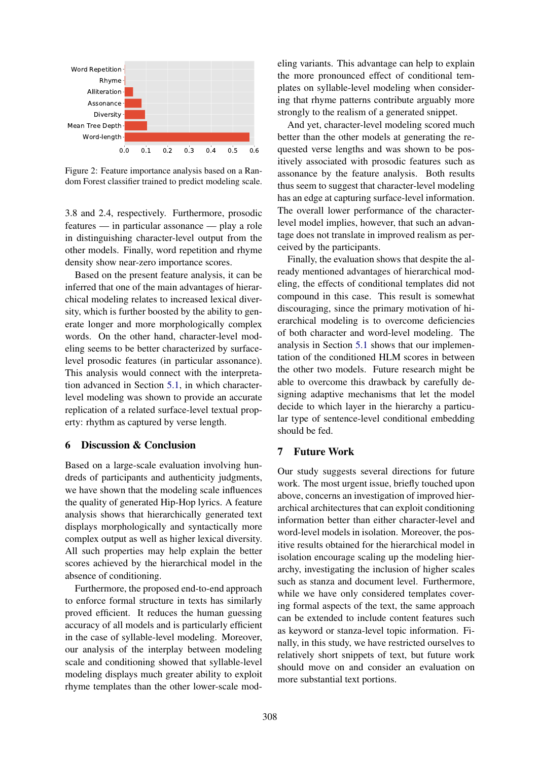Figure 2: Feature importance analysis based on a Random Forest classifier trained to predict modeling scale.

3.8 and 2.4, respectively. Furthermore, prosodic features — in particular assonance — play a role in distinguishing character-level output from the other models. Finally, word repetition and rhyme density show near-zero importance scores.

Based on the present feature analysis, it can be inferred that one of the main advantages of hierarchical modeling relates to increased lexical diversity, which is further boosted by the ability to generate longer and more morphologically complex words. On the other hand, character-level modeling seems to be better characterized by surface-level prosodic features (in particular assonance). This analysis would connect with the interpretation advanced in Section 5.1, in which character-level modeling was shown to provide an accurate replication of a related surface-level textual property: rhythm as captured by verse length.

## 6 Discussion & Conclusion

Based on a large-scale evaluation involving hundreds of participants and authenticity judgments, we have shown that the modeling scale influences the quality of generated Hip-Hop lyrics. A feature analysis shows that hierarchically generated text displays morphologically and syntactically more complex output as well as higher lexical diversity. All such properties may help explain the better scores achieved by the hierarchical model in the absence of conditioning.

Furthermore, the proposed end-to-end approach to enforce formal structure in texts has similarly proved efficient. It reduces the human guessing accuracy of all models and is particularly efficient in the case of syllable-level modeling. Moreover, our analysis of the interplay between modeling scale and conditioning showed that syllable-level modeling displays much greater ability to exploit rhyme templates than the other lower-scale modeling variants. This advantage can help to explain the more pronounced effect of conditional templates on syllable-level modeling when considering that rhyme patterns contribute arguably more strongly to the realism of a generated snippet.

And yet, character-level modeling scored much better than the other models at generating the requested verse lengths and was shown to be positively associated with prosodic features such as assonance by the feature analysis. Both results thus seem to suggest that character-level modeling has an edge at capturing surface-level information. The overall lower performance of the character-level model implies, however, that such an advantage does not translate in improved realism as perceived by the participants.

Finally, the evaluation shows that despite the already mentioned advantages of hierarchical modeling, the effects of conditional templates did not compound in this case. This result is somewhat discouraging, since the primary motivation of hierarchical modeling is to overcome deficiencies of both character and word-level modeling. The analysis in Section 5.1 shows that our implementation of the conditioned HLM scores in between the other two models. Future research might be able to overcome this drawback by carefully designing adaptive mechanisms that let the model decide to which layer in the hierarchy a particular type of sentence-level conditional embedding should be fed.

## 7 Future Work

Our study suggests several directions for future work. The most urgent issue, briefly touched upon above, concerns an investigation of improved hierarchical architectures that can exploit conditioning information better than either character-level and word-level models in isolation. Moreover, the positive results obtained for the hierarchical model in isolation encourage scaling up the modeling hierarchy, investigating the inclusion of higher scales such as stanza and document level. Furthermore, while we have only considered templates covering formal aspects of the text, the same approach can be extended to include content features such as keyword or stanza-level topic information. Finally, in this study, we have restricted ourselves to relatively short snippets of text, but future work should move on and consider an evaluation on more substantial text portions.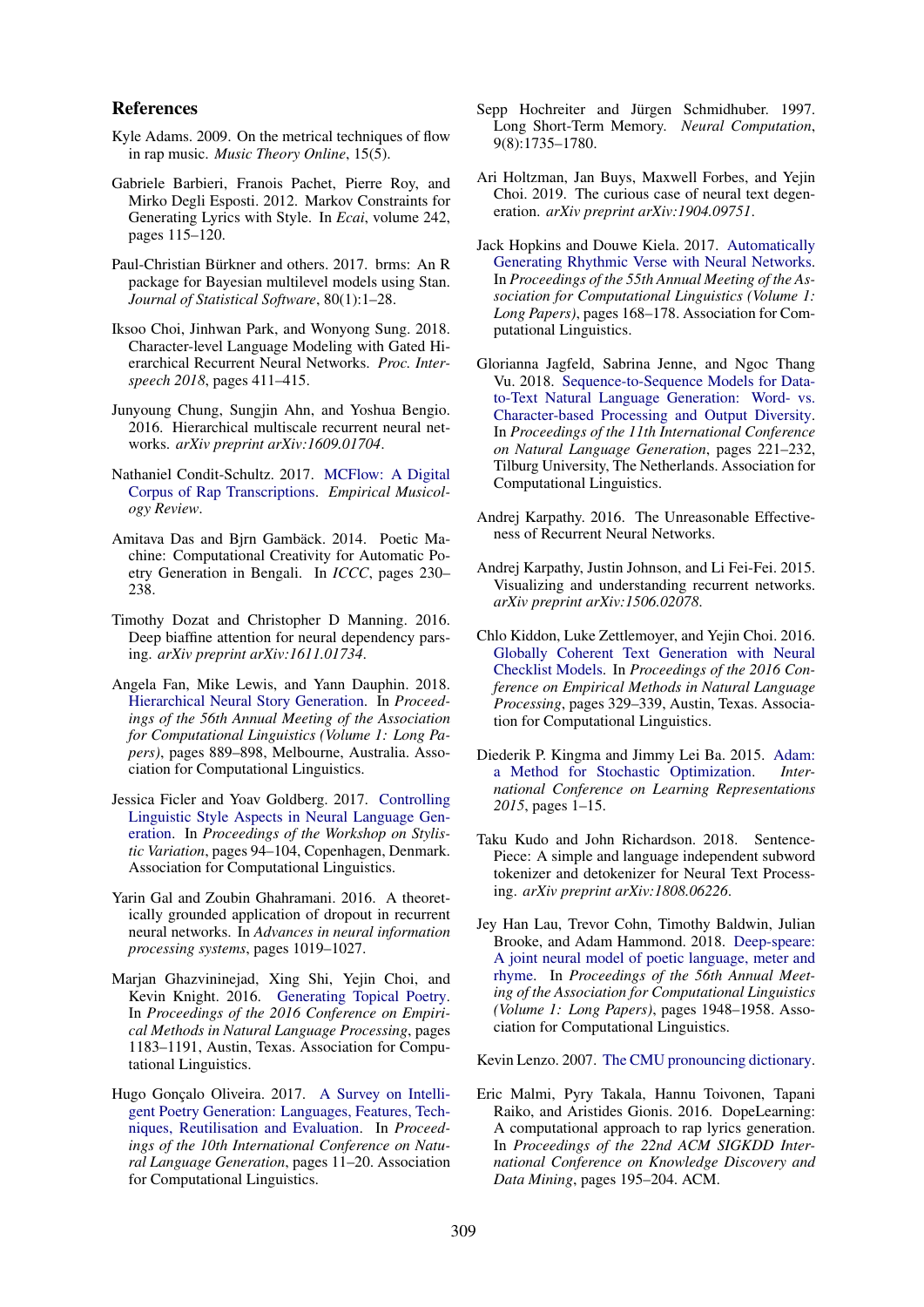## References

Kyle Adams. 2009. On the metrical techniques of flow in rap music. *Music Theory Online*, 15(5).

Gabriele Barbieri, Franois Pachet, Pierre Roy, and Mirko Degli Esposti. 2012. Markov Constraints for Generating Lyrics with Style. In *Ecai*, volume 242, pages 115–120.

Paul-Christian Bürkner and others. 2017. brms: An R package for Bayesian multilevel models using Stan. *Journal of Statistical Software*, 80(1):1–28.

Iksoo Choi, Jinhwan Park, and Wonyong Sung. 2018. Character-level Language Modeling with Gated Hierarchical Recurrent Neural Networks. *Proc. Interspeech 2018*, pages 411–415.

Junyoung Chung, Sungjin Ahn, and Yoshua Bengio. 2016. Hierarchical multiscale recurrent neural networks. *arXiv preprint arXiv:1609.01704*.

Nathaniel Condit-Schultz. 2017. MCFlow: A Digital Corpus of Rap Transcriptions. *Empirical Musicology Review*.

Amitava Das and Bjrn Gambäck. 2014. Poetic Machine: Computational Creativity for Automatic Poetry Generation in Bengali. In *ICCC*, pages 230–238.

Timothy Dozat and Christopher D Manning. 2016. Deep biaffine attention for neural dependency parsing. *arXiv preprint arXiv:1611.01734*.

Angela Fan, Mike Lewis, and Yann Dauphin. 2018. Hierarchical Neural Story Generation. In *Proceedings of the 56th Annual Meeting of the Association for Computational Linguistics (Volume 1: Long Papers)*, pages 889–898, Melbourne, Australia. Association for Computational Linguistics.

Jessica Ficler and Yoav Goldberg. 2017. Controlling Linguistic Style Aspects in Neural Language Generation. In *Proceedings of the Workshop on Stylistic Variation*, pages 94–104, Copenhagen, Denmark. Association for Computational Linguistics.

Yarin Gal and Zoubin Ghahramani. 2016. A theoretically grounded application of dropout in recurrent neural networks. In *Advances in neural information processing systems*, pages 1019–1027.

Marjan Ghazvininejad, Xing Shi, Yejin Choi, and Kevin Knight. 2016. Generating Topical Poetry. In *Proceedings of the 2016 Conference on Empirical Methods in Natural Language Processing*, pages 1183–1191, Austin, Texas. Association for Computational Linguistics.

Hugo Gonçalo Oliveira. 2017. A Survey on Intelligent Poetry Generation: Languages, Features, Techniques, Reutilisation and Evaluation. In *Proceedings of the 10th International Conference on Natural Language Generation*, pages 11–20. Association for Computational Linguistics.

Sepp Hochreiter and Jürgen Schmidhuber. 1997. Long Short-Term Memory. *Neural Computation*, 9(8):1735–1780.

Ari Holtzman, Jan Buys, Maxwell Forbes, and Yejin Choi. 2019. The curious case of neural text degeneration. *arXiv preprint arXiv:1904.09751*.

Jack Hopkins and Douwe Kiela. 2017. Automatically Generating Rhythmic Verse with Neural Networks. In *Proceedings of the 55th Annual Meeting of the Association for Computational Linguistics (Volume 1: Long Papers)*, pages 168–178. Association for Computational Linguistics.

Glorianna Jagfeld, Sabrina Jenne, and Ngoc Thang Vu. 2018. Sequence-to-Sequence Models for Data-to-Text Natural Language Generation: Word- vs. Character-based Processing and Output Diversity. In *Proceedings of the 11th International Conference on Natural Language Generation*, pages 221–232, Tilburg University, The Netherlands. Association for Computational Linguistics.

Andrej Karpathy. 2016. The Unreasonable Effectiveness of Recurrent Neural Networks.

Andrej Karpathy, Justin Johnson, and Li Fei-Fei. 2015. Visualizing and understanding recurrent networks. *arXiv preprint arXiv:1506.02078*.

Chlo Kiddon, Luke Zettlemoyer, and Yejin Choi. 2016. Globally Coherent Text Generation with Neural Checklist Models. In *Proceedings of the 2016 Conference on Empirical Methods in Natural Language Processing*, pages 329–339, Austin, Texas. Association for Computational Linguistics.

Diederik P. Kingma and Jimmy Lei Ba. 2015. Adam: a Method for Stochastic Optimization. *International Conference on Learning Representations 2015*, pages 1–15.

Taku Kudo and John Richardson. 2018. SentencePiece: A simple and language independent subword tokenizer and detokenizer for Neural Text Processing. *arXiv preprint arXiv:1808.06226*.

Jey Han Lau, Trevor Cohn, Timothy Baldwin, Julian Brooke, and Adam Hammond. 2018. Deep-speare: A joint neural model of poetic language, meter and rhyme. In *Proceedings of the 56th Annual Meeting of the Association for Computational Linguistics (Volume 1: Long Papers)*, pages 1948–1958. Association for Computational Linguistics.

Kevin Lenzo. 2007. The CMU pronouncing dictionary.

Eric Malmi, Pyry Takala, Hannu Toivonen, Tapani Raiko, and Aristides Gionis. 2016. DopeLearning: A computational approach to rap lyrics generation. In *Proceedings of the 22nd ACM SIGKDD International Conference on Knowledge Discovery and Data Mining*, pages 195–204. ACM.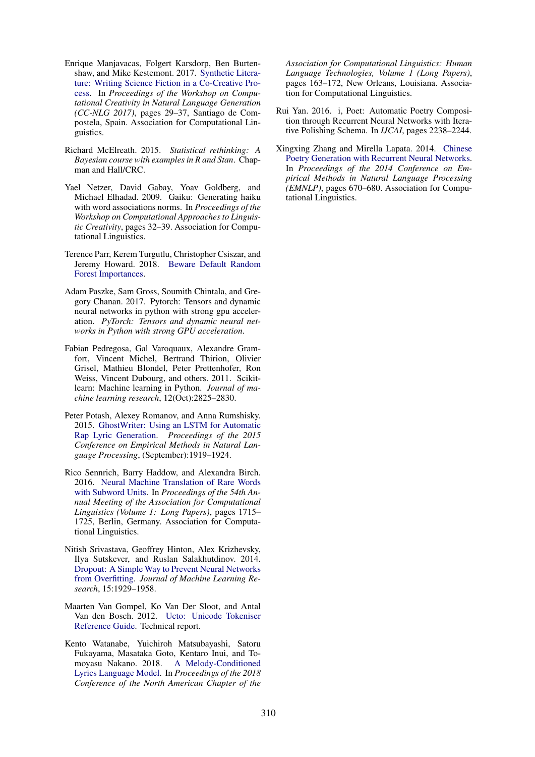Enrique Manjavacas, Folgert Karsdorp, Ben Burtenshaw, and Mike Kestemont. 2017. Synthetic Literature: Writing Science Fiction in a Co-Creative Process. In *Proceedings of the Workshop on Computational Creativity in Natural Language Generation (CC-NLG 2017)*, pages 29–37, Santiago de Compostela, Spain. Association for Computational Linguistics.

Richard McElreath. 2015. *Statistical rethinking: A Bayesian course with examples in R and Stan*. Chapman and Hall/CRC.

Yael Netzer, David Gabay, Yoav Goldberg, and Michael Elhadad. 2009. Gaiku: Generating haiku with word associations norms. In *Proceedings of the Workshop on Computational Approaches to Linguistic Creativity*, pages 32–39. Association for Computational Linguistics.

Terence Parr, Kerem Turgutlu, Christopher Csiszar, and Jeremy Howard. 2018. Beware Default Random Forest Importances.

Adam Paszke, Sam Gross, Soumith Chintala, and Gregory Chanan. 2017. Pytorch: Tensors and dynamic neural networks in python with strong gpu acceleration. *PyTorch: Tensors and dynamic neural networks in Python with strong GPU acceleration*.

Fabian Pedregosa, Gal Varoquaux, Alexandre Gramfort, Vincent Michel, Bertrand Thirion, Olivier Grisel, Mathieu Blondel, Peter Prettenhofer, Ron Weiss, Vincent Dubourg, and others. 2011. Scikit-learn: Machine learning in Python. *Journal of machine learning research*, 12(Oct):2825–2830.

Peter Potash, Alexey Romanov, and Anna Rumshisky. 2015. GhostWriter: Using an LSTM for Automatic Rap Lyric Generation. *Proceedings of the 2015 Conference on Empirical Methods in Natural Language Processing*, (September):1919–1924.

Rico Sennrich, Barry Haddow, and Alexandra Birch. 2016. Neural Machine Translation of Rare Words with Subword Units. In *Proceedings of the 54th Annual Meeting of the Association for Computational Linguistics (Volume 1: Long Papers)*, pages 1715–1725, Berlin, Germany. Association for Computational Linguistics.

Nitish Srivastava, Geoffrey Hinton, Alex Krizhevsky, Ilya Sutskever, and Ruslan Salakhutdinov. 2014. Dropout: A Simple Way to Prevent Neural Networks from Overfitting. *Journal of Machine Learning Research*, 15:1929–1958.

Maarten Van Gompel, Ko Van Der Sloot, and Antal Van den Bosch. 2012. Ucto: Unicode Tokeniser Reference Guide. Technical report.

Kento Watanabe, Yuichiroh Matsubayashi, Satoru Fukayama, Masataka Goto, Kentaro Inui, and Tomoyasu Nakano. 2018. A Melody-Conditioned Lyrics Language Model. In *Proceedings of the 2018 Conference of the North American Chapter of the Association for Computational Linguistics: Human Language Technologies, Volume 1 (Long Papers)*, pages 163–172, New Orleans, Louisiana. Association for Computational Linguistics.

Rui Yan. 2016. i, Poet: Automatic Poetry Composition through Recurrent Neural Networks with Iterative Polishing Schema. In *IJCAI*, pages 2238–2244.

Xingxing Zhang and Mirella Lapata. 2014. Chinese Poetry Generation with Recurrent Neural Networks. In *Proceedings of the 2014 Conference on Empirical Methods in Natural Language Processing (EMNLP)*, pages 670–680. Association for Computational Linguistics.